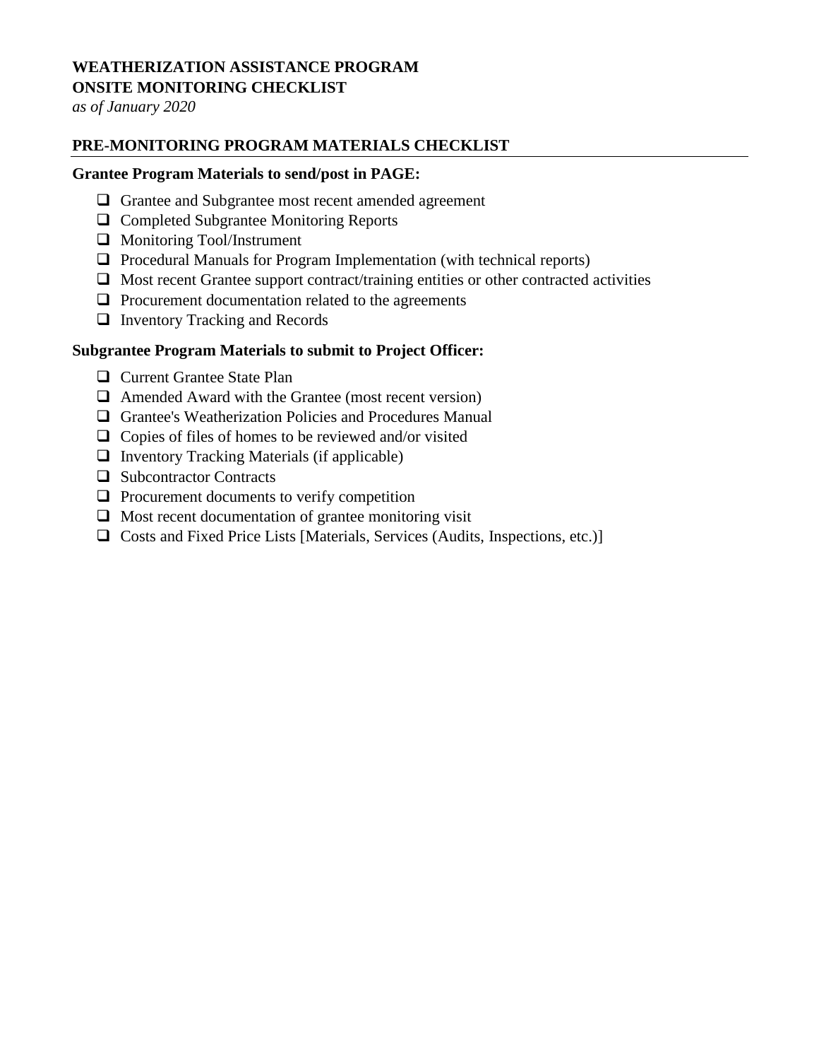**WEATHERIZATION ASSISTANCE PROGRAM**
**ONSITE MONITORING CHECKLIST**
*as of January 2020*

## PRE-MONITORING PROGRAM MATERIALS CHECKLIST

**Grantee Program Materials to send/post in PAGE:**

- [ ] Grantee and Subgrantee most recent amended agreement
- [ ] Completed Subgrantee Monitoring Reports
- [ ] Monitoring Tool/Instrument
- [ ] Procedural Manuals for Program Implementation (with technical reports)
- [ ] Most recent Grantee support contract/training entities or other contracted activities
- [ ] Procurement documentation related to the agreements
- [ ] Inventory Tracking and Records

**Subgrantee Program Materials to submit to Project Officer:**

- [ ] Current Grantee State Plan
- [ ] Amended Award with the Grantee (most recent version)
- [ ] Grantee's Weatherization Policies and Procedures Manual
- [ ] Copies of files of homes to be reviewed and/or visited
- [ ] Inventory Tracking Materials (if applicable)
- [ ] Subcontractor Contracts
- [ ] Procurement documents to verify competition
- [ ] Most recent documentation of grantee monitoring visit
- [ ] Costs and Fixed Price Lists [Materials, Services (Audits, Inspections, etc.)]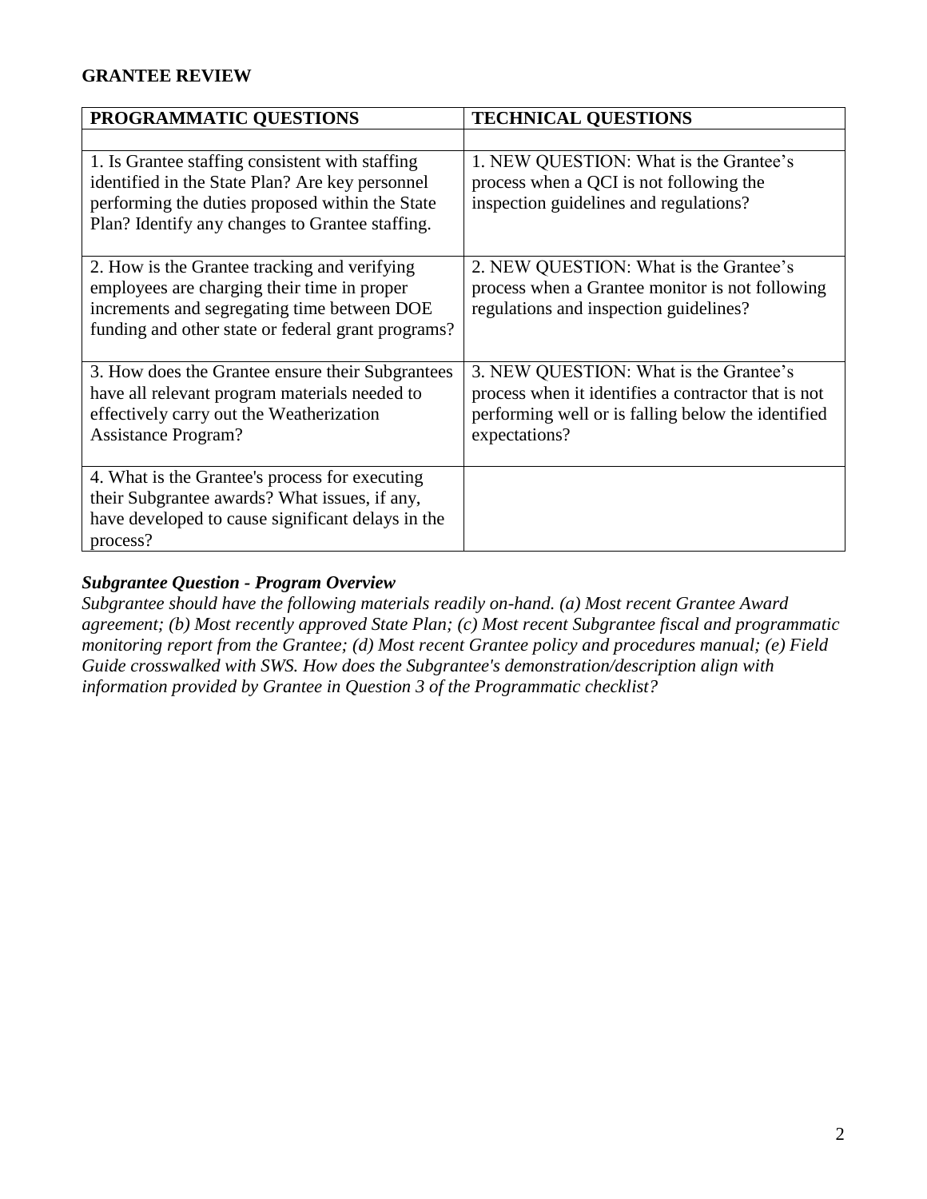**GRANTEE REVIEW**

| PROGRAMMATIC QUESTIONS | TECHNICAL QUESTIONS |
|---|---|
| | |
| 1. Is Grantee staffing consistent with staffing identified in the State Plan? Are key personnel performing the duties proposed within the State Plan? Identify any changes to Grantee staffing. | 1. NEW QUESTION: What is the Grantee's process when a QCI is not following the inspection guidelines and regulations? |
| 2. How is the Grantee tracking and verifying employees are charging their time in proper increments and segregating time between DOE funding and other state or federal grant programs? | 2. NEW QUESTION: What is the Grantee's process when a Grantee monitor is not following regulations and inspection guidelines? |
| 3. How does the Grantee ensure their Subgrantees have all relevant program materials needed to effectively carry out the Weatherization Assistance Program? | 3. NEW QUESTION: What is the Grantee's process when it identifies a contractor that is not performing well or is falling below the identified expectations? |
| 4. What is the Grantee's process for executing their Subgrantee awards? What issues, if any, have developed to cause significant delays in the process? | |

***Subgrantee Question - Program Overview***

*Subgrantee should have the following materials readily on-hand. (a) Most recent Grantee Award agreement; (b) Most recently approved State Plan; (c) Most recent Subgrantee fiscal and programmatic monitoring report from the Grantee; (d) Most recent Grantee policy and procedures manual; (e) Field Guide crosswalked with SWS. How does the Subgrantee's demonstration/description align with information provided by Grantee in Question 3 of the Programmatic checklist?*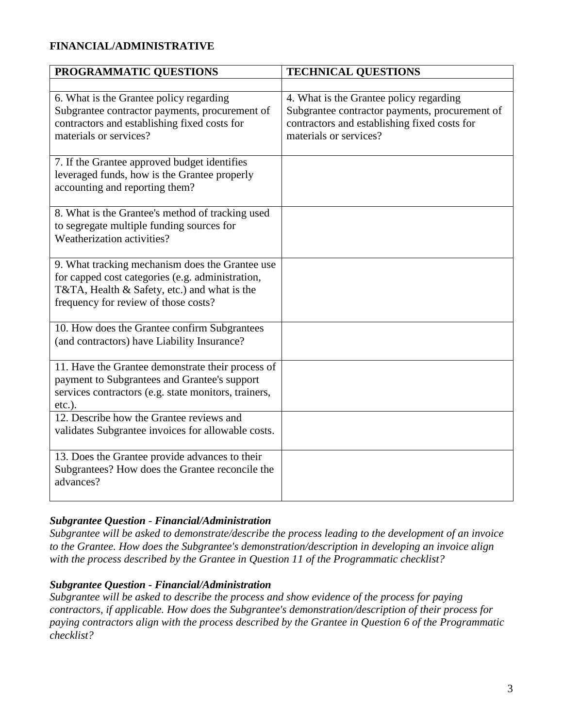**FINANCIAL/ADMINISTRATIVE**

| PROGRAMMATIC QUESTIONS | TECHNICAL QUESTIONS |
|---|---|
| | |
| 6. What is the Grantee policy regarding Subgrantee contractor payments, procurement of contractors and establishing fixed costs for materials or services? | 4. What is the Grantee policy regarding Subgrantee contractor payments, procurement of contractors and establishing fixed costs for materials or services? |
| 7. If the Grantee approved budget identifies leveraged funds, how is the Grantee properly accounting and reporting them? | |
| 8. What is the Grantee's method of tracking used to segregate multiple funding sources for Weatherization activities? | |
| 9. What tracking mechanism does the Grantee use for capped cost categories (e.g. administration, T&TA, Health & Safety, etc.) and what is the frequency for review of those costs? | |
| 10. How does the Grantee confirm Subgrantees (and contractors) have Liability Insurance? | |
| 11. Have the Grantee demonstrate their process of payment to Subgrantees and Grantee's support services contractors (e.g. state monitors, trainers, etc.). | |
| 12. Describe how the Grantee reviews and validates Subgrantee invoices for allowable costs. | |
| 13. Does the Grantee provide advances to their Subgrantees? How does the Grantee reconcile the advances? | |

***Subgrantee Question - Financial/Administration***

*Subgrantee will be asked to demonstrate/describe the process leading to the development of an invoice to the Grantee. How does the Subgrantee's demonstration/description in developing an invoice align with the process described by the Grantee in Question 11 of the Programmatic checklist?*

***Subgrantee Question - Financial/Administration***

*Subgrantee will be asked to describe the process and show evidence of the process for paying contractors, if applicable. How does the Subgrantee's demonstration/description of their process for paying contractors align with the process described by the Grantee in Question 6 of the Programmatic checklist?*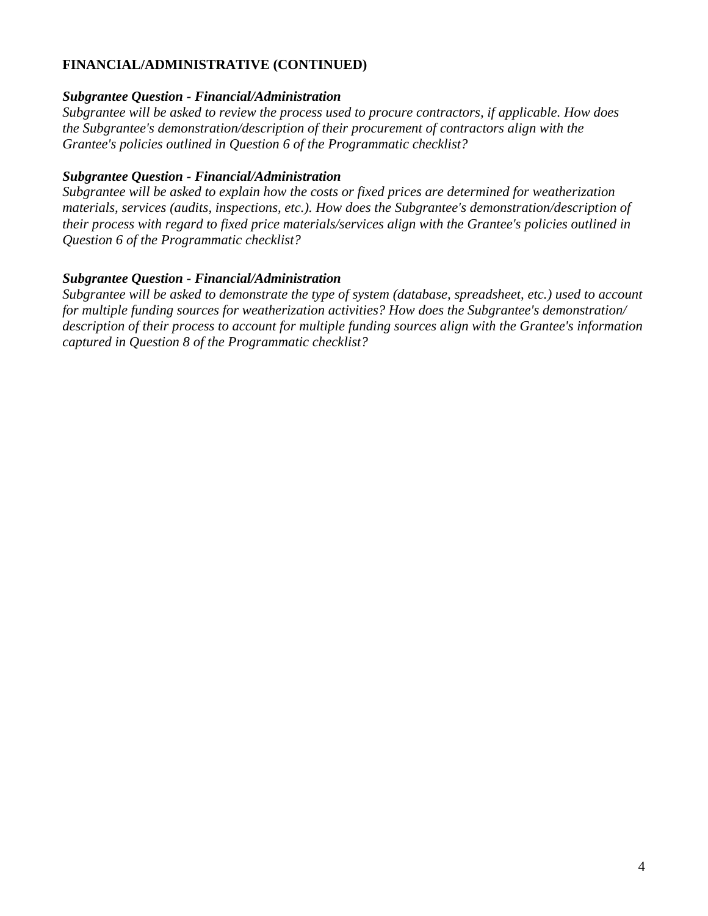**FINANCIAL/ADMINISTRATIVE (CONTINUED)**

***Subgrantee Question - Financial/Administration***

*Subgrantee will be asked to review the process used to procure contractors, if applicable. How does the Subgrantee's demonstration/description of their procurement of contractors align with the Grantee's policies outlined in Question 6 of the Programmatic checklist?*

***Subgrantee Question - Financial/Administration***

*Subgrantee will be asked to explain how the costs or fixed prices are determined for weatherization materials, services (audits, inspections, etc.). How does the Subgrantee's demonstration/description of their process with regard to fixed price materials/services align with the Grantee's policies outlined in Question 6 of the Programmatic checklist?*

***Subgrantee Question - Financial/Administration***

*Subgrantee will be asked to demonstrate the type of system (database, spreadsheet, etc.) used to account for multiple funding sources for weatherization activities? How does the Subgrantee's demonstration/ description of their process to account for multiple funding sources align with the Grantee's information captured in Question 8 of the Programmatic checklist?*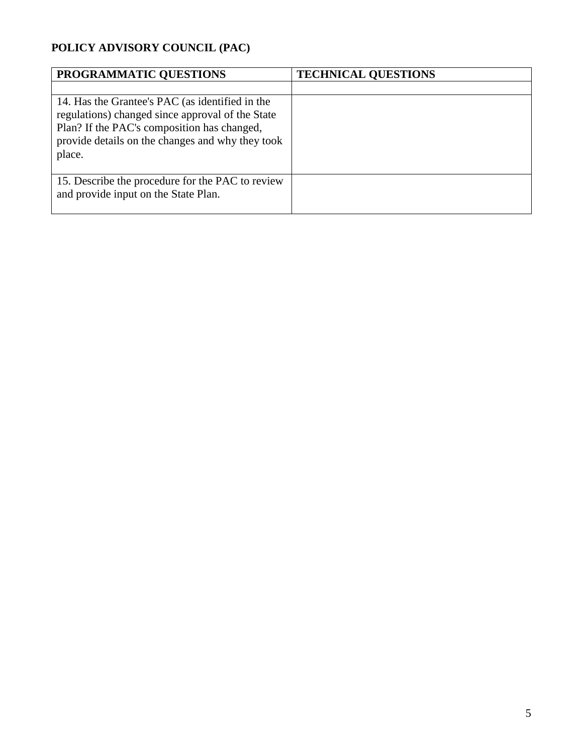**POLICY ADVISORY COUNCIL (PAC)**

| PROGRAMMATIC QUESTIONS | TECHNICAL QUESTIONS |
| --- | --- |
| | |
| 14. Has the Grantee's PAC (as identified in the regulations) changed since approval of the State Plan? If the PAC's composition has changed, provide details on the changes and why they took place. | |
| 15. Describe the procedure for the PAC to review and provide input on the State Plan. | |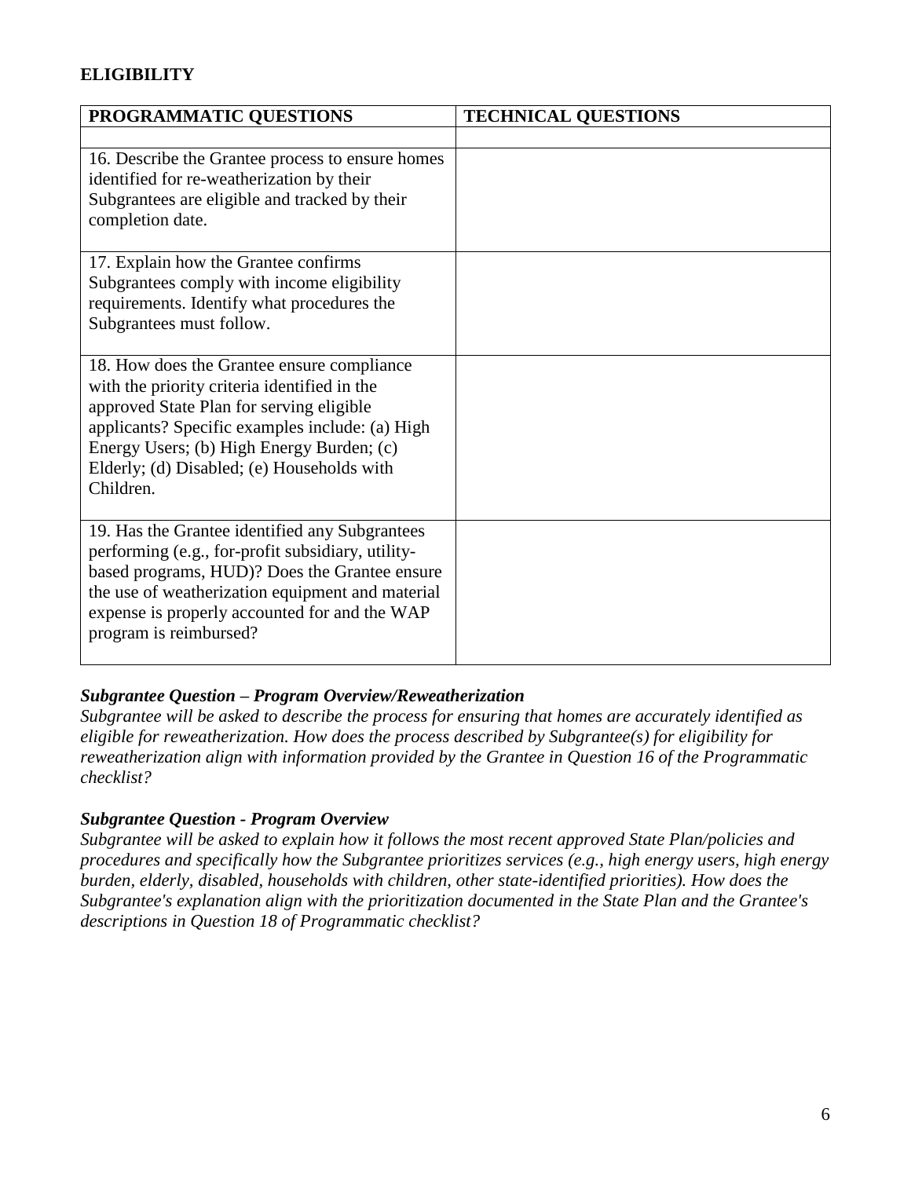**ELIGIBILITY**

| PROGRAMMATIC QUESTIONS | TECHNICAL QUESTIONS |
|---|---|
| | |
| 16. Describe the Grantee process to ensure homes identified for re-weatherization by their Subgrantees are eligible and tracked by their completion date. | |
| 17. Explain how the Grantee confirms Subgrantees comply with income eligibility requirements. Identify what procedures the Subgrantees must follow. | |
| 18. How does the Grantee ensure compliance with the priority criteria identified in the approved State Plan for serving eligible applicants? Specific examples include: (a) High Energy Users; (b) High Energy Burden; (c) Elderly; (d) Disabled; (e) Households with Children. | |
| 19. Has the Grantee identified any Subgrantees performing (e.g., for-profit subsidiary, utility-based programs, HUD)? Does the Grantee ensure the use of weatherization equipment and material expense is properly accounted for and the WAP program is reimbursed? | |

***Subgrantee Question – Program Overview/Reweatherization***

*Subgrantee will be asked to describe the process for ensuring that homes are accurately identified as eligible for reweatherization. How does the process described by Subgrantee(s) for eligibility for reweatherization align with information provided by the Grantee in Question 16 of the Programmatic checklist?*

***Subgrantee Question - Program Overview***

*Subgrantee will be asked to explain how it follows the most recent approved State Plan/policies and procedures and specifically how the Subgrantee prioritizes services (e.g., high energy users, high energy burden, elderly, disabled, households with children, other state-identified priorities). How does the Subgrantee's explanation align with the prioritization documented in the State Plan and the Grantee's descriptions in Question 18 of Programmatic checklist?*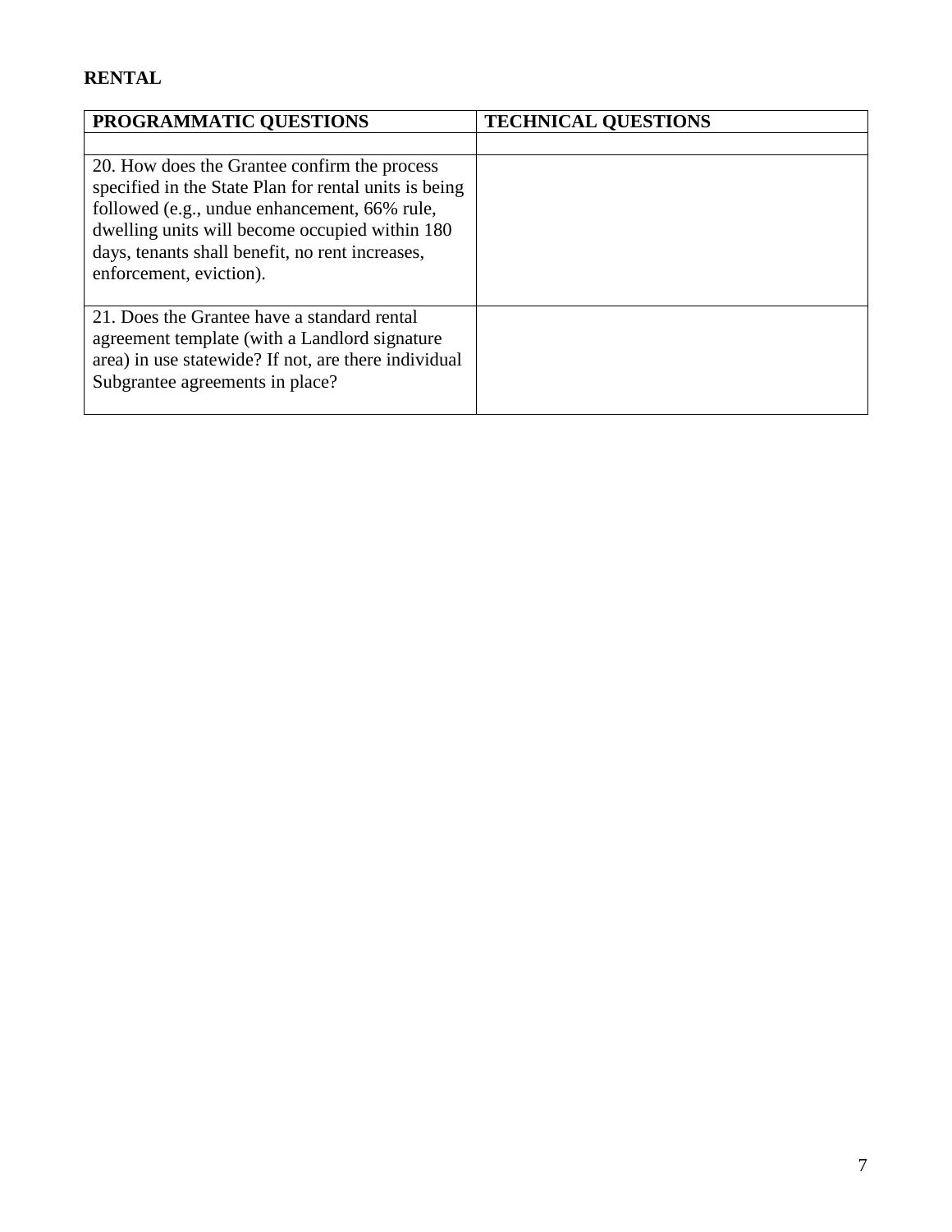**RENTAL**

| PROGRAMMATIC QUESTIONS | TECHNICAL QUESTIONS |
|---|---|
| | |
| 20. How does the Grantee confirm the process specified in the State Plan for rental units is being followed (e.g., undue enhancement, 66% rule, dwelling units will become occupied within 180 days, tenants shall benefit, no rent increases, enforcement, eviction). | |
| 21. Does the Grantee have a standard rental agreement template (with a Landlord signature area) in use statewide? If not, are there individual Subgrantee agreements in place? | |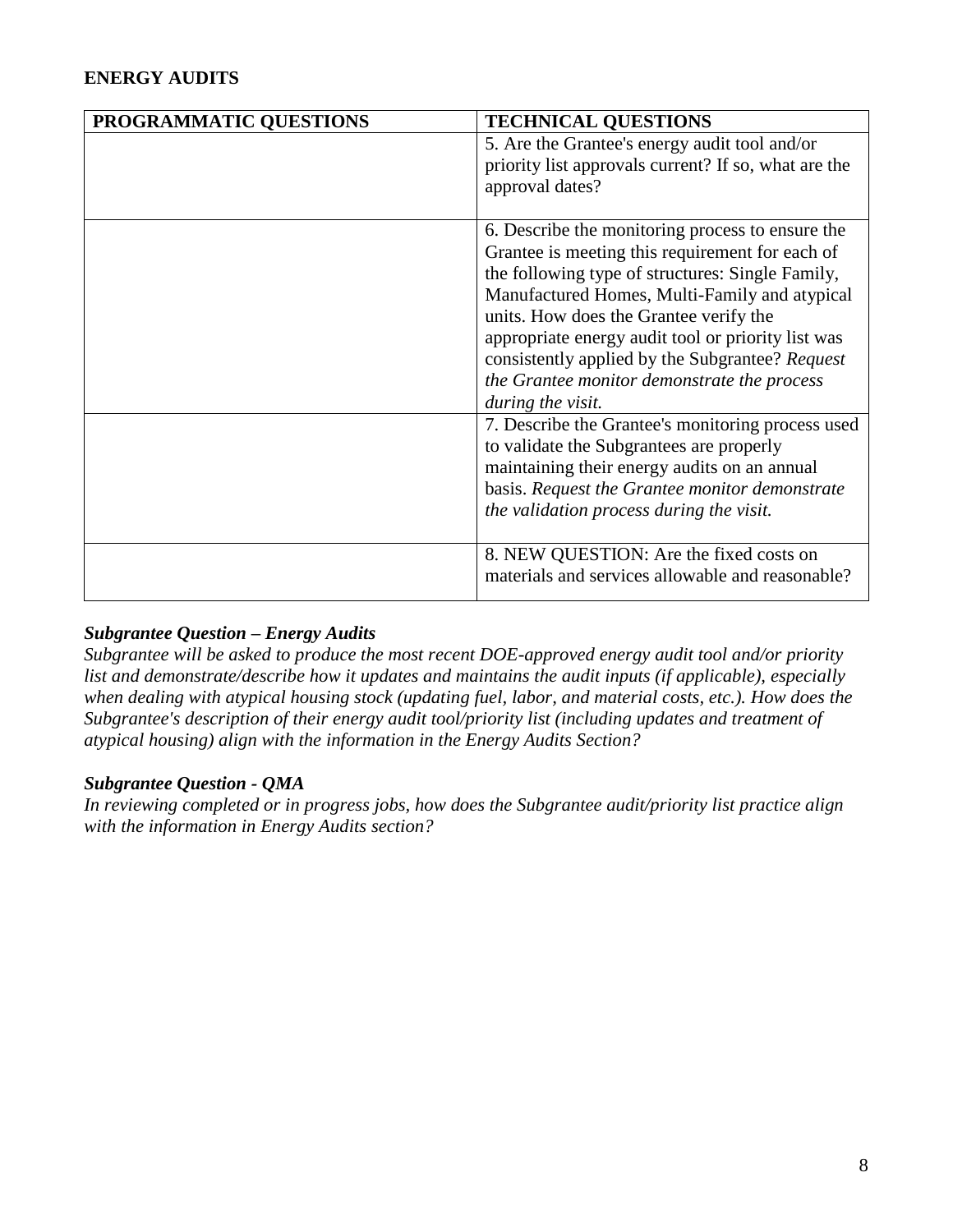**ENERGY AUDITS**

| PROGRAMMATIC QUESTIONS | TECHNICAL QUESTIONS |
|---|---|
| | 5. Are the Grantee's energy audit tool and/or priority list approvals current? If so, what are the approval dates? |
| | 6. Describe the monitoring process to ensure the Grantee is meeting this requirement for each of the following type of structures: Single Family, Manufactured Homes, Multi-Family and atypical units. How does the Grantee verify the appropriate energy audit tool or priority list was consistently applied by the Subgrantee? *Request the Grantee monitor demonstrate the process during the visit.* |
| | 7. Describe the Grantee's monitoring process used to validate the Subgrantees are properly maintaining their energy audits on an annual basis. *Request the Grantee monitor demonstrate the validation process during the visit.* |
| | 8. NEW QUESTION: Are the fixed costs on materials and services allowable and reasonable? |

***Subgrantee Question – Energy Audits***

*Subgrantee will be asked to produce the most recent DOE-approved energy audit tool and/or priority list and demonstrate/describe how it updates and maintains the audit inputs (if applicable), especially when dealing with atypical housing stock (updating fuel, labor, and material costs, etc.). How does the Subgrantee's description of their energy audit tool/priority list (including updates and treatment of atypical housing) align with the information in the Energy Audits Section?*

***Subgrantee Question - QMA***

*In reviewing completed or in progress jobs, how does the Subgrantee audit/priority list practice align with the information in Energy Audits section?*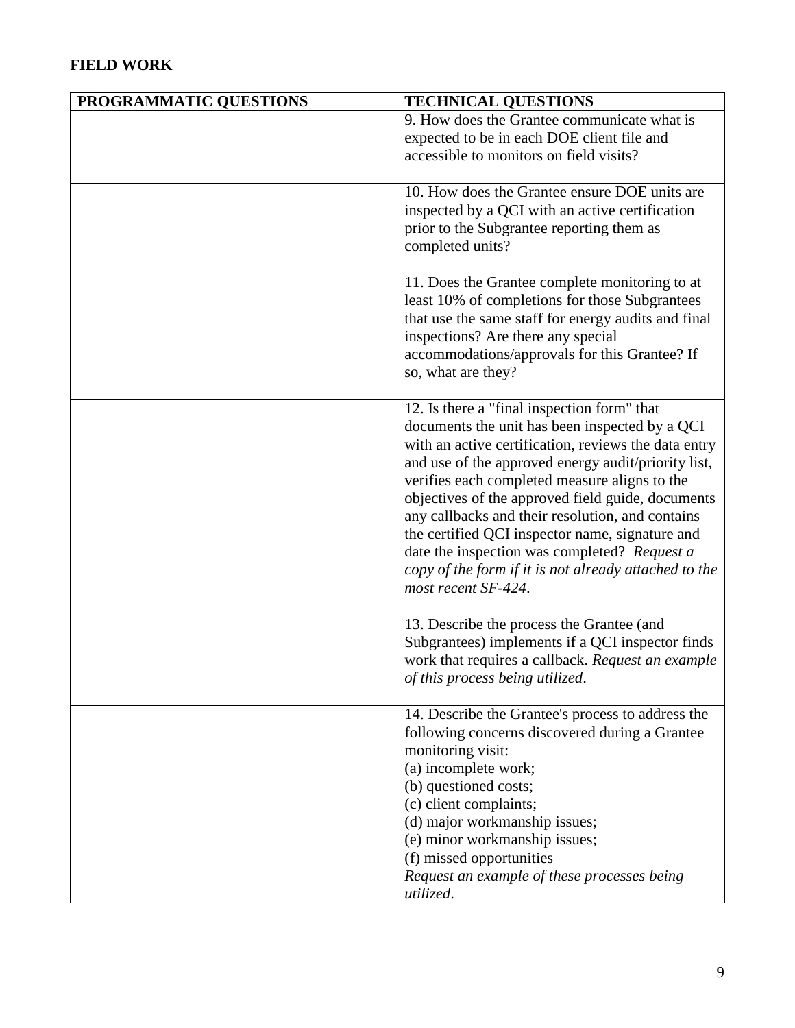**FIELD WORK**

| PROGRAMMATIC QUESTIONS | TECHNICAL QUESTIONS |
| --- | --- |
| | 9. How does the Grantee communicate what is expected to be in each DOE client file and accessible to monitors on field visits? |
| | 10. How does the Grantee ensure DOE units are inspected by a QCI with an active certification prior to the Subgrantee reporting them as completed units? |
| | 11. Does the Grantee complete monitoring to at least 10% of completions for those Subgrantees that use the same staff for energy audits and final inspections? Are there any special accommodations/approvals for this Grantee? If so, what are they? |
| | 12. Is there a "final inspection form" that documents the unit has been inspected by a QCI with an active certification, reviews the data entry and use of the approved energy audit/priority list, verifies each completed measure aligns to the objectives of the approved field guide, documents any callbacks and their resolution, and contains the certified QCI inspector name, signature and date the inspection was completed? *Request a copy of the form if it is not already attached to the most recent SF-424*. |
| | 13. Describe the process the Grantee (and Subgrantees) implements if a QCI inspector finds work that requires a callback. *Request an example of this process being utilized*. |
| | 14. Describe the Grantee's process to address the following concerns discovered during a Grantee monitoring visit:<br>(a) incomplete work;<br>(b) questioned costs;<br>(c) client complaints;<br>(d) major workmanship issues;<br>(e) minor workmanship issues;<br>(f) missed opportunities<br>*Request an example of these processes being utilized*. |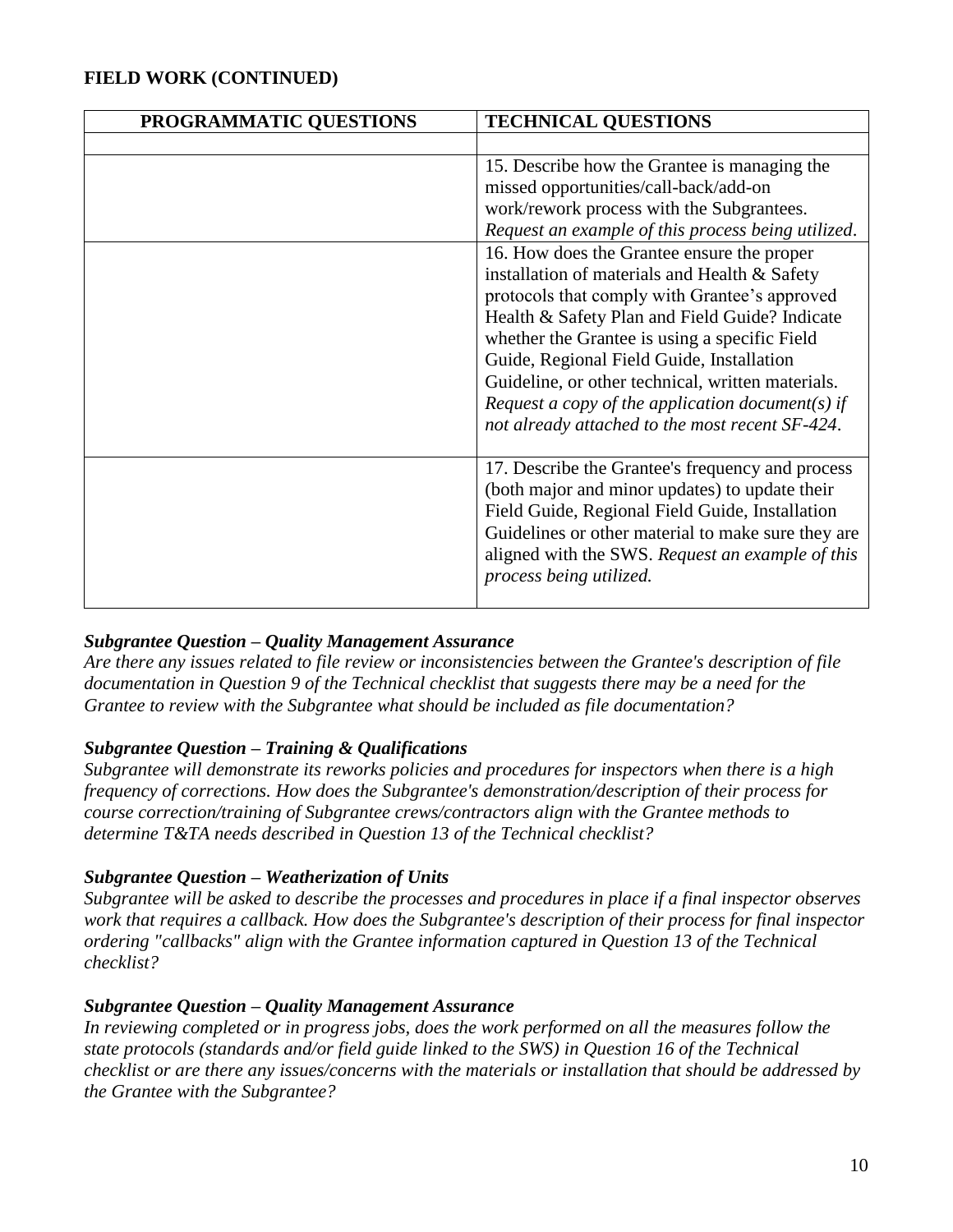**FIELD WORK (CONTINUED)**

| PROGRAMMATIC QUESTIONS | TECHNICAL QUESTIONS |
|---|---|
| | |
| | 15. Describe how the Grantee is managing the missed opportunities/call-back/add-on work/rework process with the Subgrantees. *Request an example of this process being utilized*. |
| | 16. How does the Grantee ensure the proper installation of materials and Health & Safety protocols that comply with Grantee's approved Health & Safety Plan and Field Guide? Indicate whether the Grantee is using a specific Field Guide, Regional Field Guide, Installation Guideline, or other technical, written materials. *Request a copy of the application document(s) if not already attached to the most recent SF-424*. |
| | 17. Describe the Grantee's frequency and process (both major and minor updates) to update their Field Guide, Regional Field Guide, Installation Guidelines or other material to make sure they are aligned with the SWS. *Request an example of this process being utilized.* |

***Subgrantee Question – Quality Management Assurance***

*Are there any issues related to file review or inconsistencies between the Grantee's description of file documentation in Question 9 of the Technical checklist that suggests there may be a need for the Grantee to review with the Subgrantee what should be included as file documentation?*

***Subgrantee Question – Training & Qualifications***

*Subgrantee will demonstrate its reworks policies and procedures for inspectors when there is a high frequency of corrections. How does the Subgrantee's demonstration/description of their process for course correction/training of Subgrantee crews/contractors align with the Grantee methods to determine T&TA needs described in Question 13 of the Technical checklist?*

***Subgrantee Question – Weatherization of Units***

*Subgrantee will be asked to describe the processes and procedures in place if a final inspector observes work that requires a callback. How does the Subgrantee's description of their process for final inspector ordering "callbacks" align with the Grantee information captured in Question 13 of the Technical checklist?*

***Subgrantee Question – Quality Management Assurance***

*In reviewing completed or in progress jobs, does the work performed on all the measures follow the state protocols (standards and/or field guide linked to the SWS) in Question 16 of the Technical checklist or are there any issues/concerns with the materials or installation that should be addressed by the Grantee with the Subgrantee?*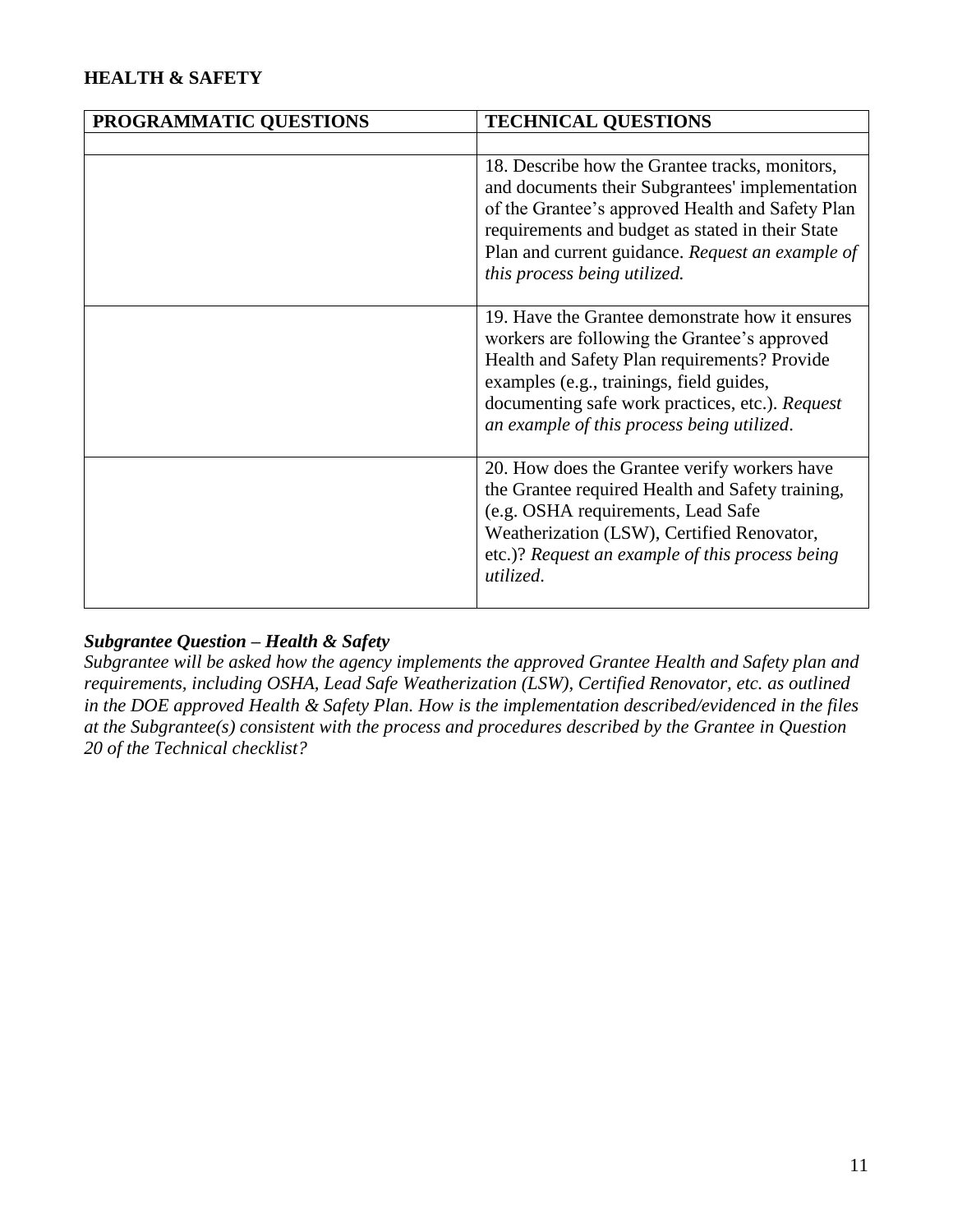**HEALTH & SAFETY**

| PROGRAMMATIC QUESTIONS | TECHNICAL QUESTIONS |
| --- | --- |
| | |
| | 18. Describe how the Grantee tracks, monitors, and documents their Subgrantees' implementation of the Grantee's approved Health and Safety Plan requirements and budget as stated in their State Plan and current guidance. *Request an example of this process being utilized.* |
| | 19. Have the Grantee demonstrate how it ensures workers are following the Grantee's approved Health and Safety Plan requirements? Provide examples (e.g., trainings, field guides, documenting safe work practices, etc.). *Request an example of this process being utilized*. |
| | 20. How does the Grantee verify workers have the Grantee required Health and Safety training, (e.g. OSHA requirements, Lead Safe Weatherization (LSW), Certified Renovator, etc.)? *Request an example of this process being utilized*. |

***Subgrantee Question – Health & Safety***

*Subgrantee will be asked how the agency implements the approved Grantee Health and Safety plan and requirements, including OSHA, Lead Safe Weatherization (LSW), Certified Renovator, etc. as outlined in the DOE approved Health & Safety Plan. How is the implementation described/evidenced in the files at the Subgrantee(s) consistent with the process and procedures described by the Grantee in Question 20 of the Technical checklist?*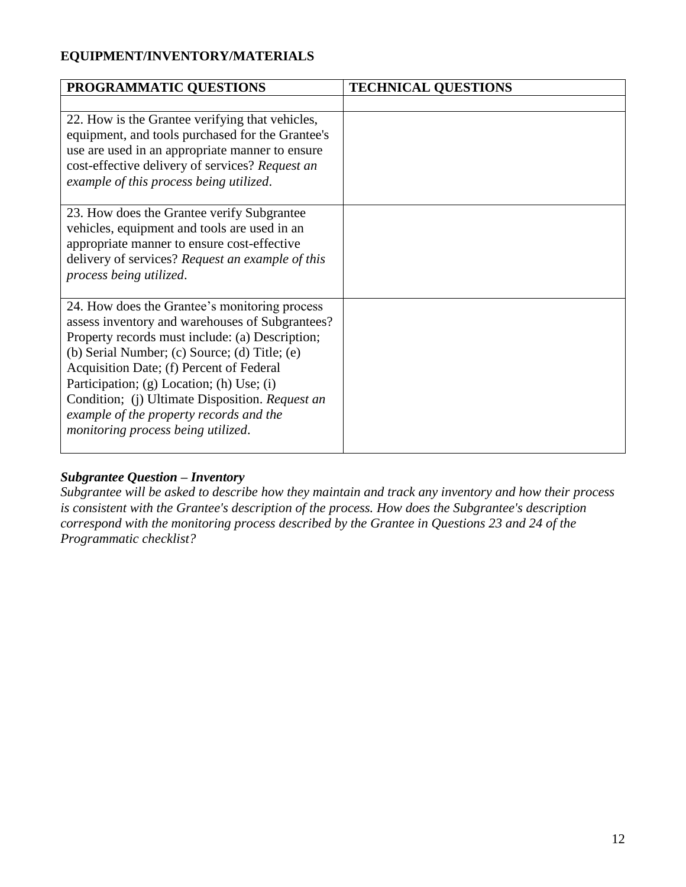**EQUIPMENT/INVENTORY/MATERIALS**

| PROGRAMMATIC QUESTIONS | TECHNICAL QUESTIONS |
|---|---|
| | |
| 22. How is the Grantee verifying that vehicles, equipment, and tools purchased for the Grantee's use are used in an appropriate manner to ensure cost-effective delivery of services? *Request an example of this process being utilized*. | |
| 23. How does the Grantee verify Subgrantee vehicles, equipment and tools are used in an appropriate manner to ensure cost-effective delivery of services? *Request an example of this process being utilized*. | |
| 24. How does the Grantee's monitoring process assess inventory and warehouses of Subgrantees? Property records must include: (a) Description; (b) Serial Number; (c) Source; (d) Title; (e) Acquisition Date; (f) Percent of Federal Participation; (g) Location; (h) Use; (i) Condition; (j) Ultimate Disposition. *Request an example of the property records and the monitoring process being utilized*. | |

***Subgrantee Question – Inventory***

*Subgrantee will be asked to describe how they maintain and track any inventory and how their process is consistent with the Grantee's description of the process. How does the Subgrantee's description correspond with the monitoring process described by the Grantee in Questions 23 and 24 of the Programmatic checklist?*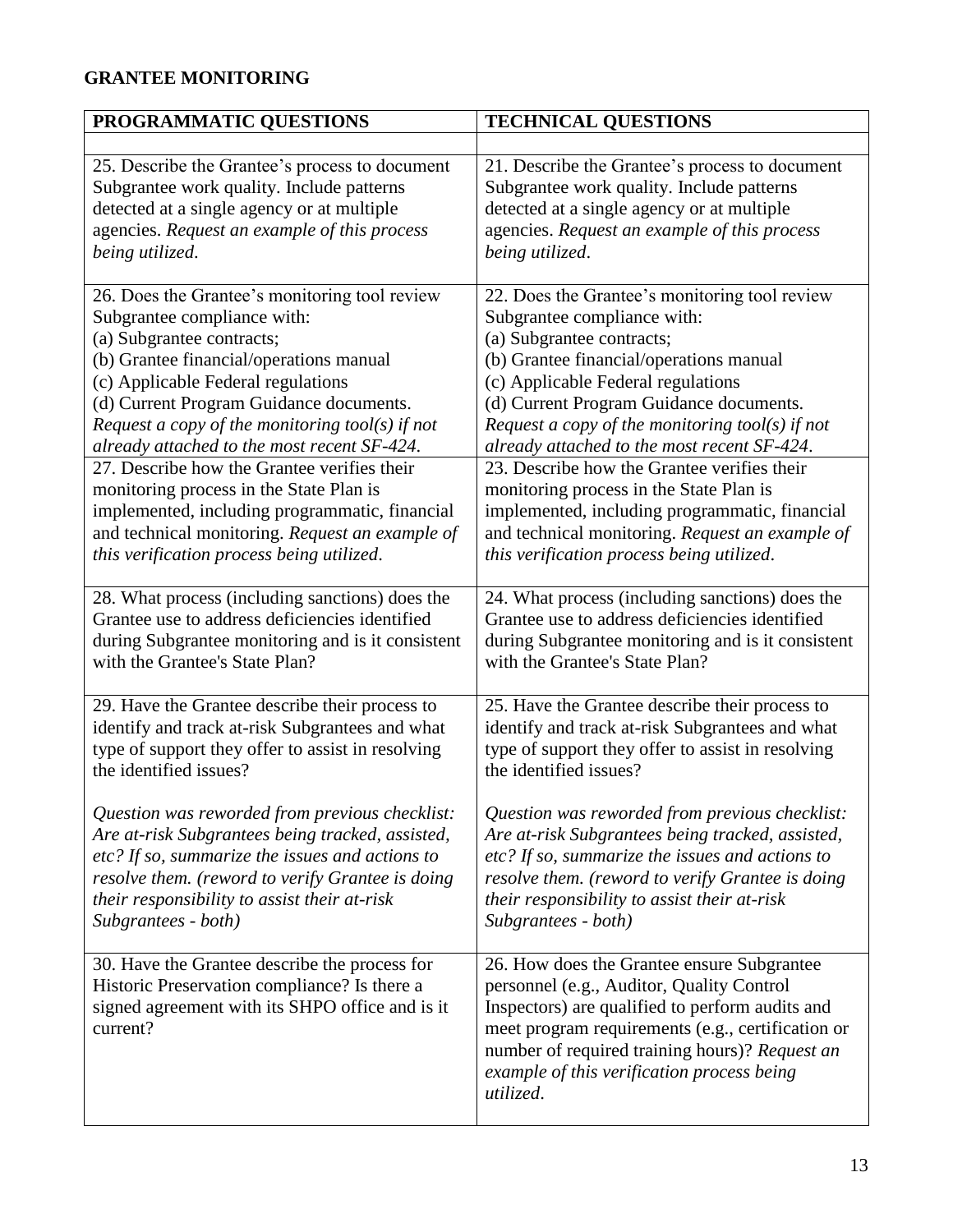**GRANTEE MONITORING**

| PROGRAMMATIC QUESTIONS | TECHNICAL QUESTIONS |
|---|---|
| | |
| 25. Describe the Grantee's process to document Subgrantee work quality. Include patterns detected at a single agency or at multiple agencies. *Request an example of this process being utilized*. | 21. Describe the Grantee's process to document Subgrantee work quality. Include patterns detected at a single agency or at multiple agencies. *Request an example of this process being utilized*. |
| 26. Does the Grantee's monitoring tool review Subgrantee compliance with:<br>(a) Subgrantee contracts;<br>(b) Grantee financial/operations manual<br>(c) Applicable Federal regulations<br>(d) Current Program Guidance documents.<br>*Request a copy of the monitoring tool(s) if not already attached to the most recent SF-424*. | 22. Does the Grantee's monitoring tool review Subgrantee compliance with:<br>(a) Subgrantee contracts;<br>(b) Grantee financial/operations manual<br>(c) Applicable Federal regulations<br>(d) Current Program Guidance documents.<br>*Request a copy of the monitoring tool(s) if not already attached to the most recent SF-424*. |
| 27. Describe how the Grantee verifies their monitoring process in the State Plan is implemented, including programmatic, financial and technical monitoring. *Request an example of this verification process being utilized*. | 23. Describe how the Grantee verifies their monitoring process in the State Plan is implemented, including programmatic, financial and technical monitoring. *Request an example of this verification process being utilized*. |
| 28. What process (including sanctions) does the Grantee use to address deficiencies identified during Subgrantee monitoring and is it consistent with the Grantee's State Plan? | 24. What process (including sanctions) does the Grantee use to address deficiencies identified during Subgrantee monitoring and is it consistent with the Grantee's State Plan? |
| 29. Have the Grantee describe their process to identify and track at-risk Subgrantees and what type of support they offer to assist in resolving the identified issues?<br><br>*Question was reworded from previous checklist: Are at-risk Subgrantees being tracked, assisted, etc? If so, summarize the issues and actions to resolve them. (reword to verify Grantee is doing their responsibility to assist their at-risk Subgrantees - both)* | 25. Have the Grantee describe their process to identify and track at-risk Subgrantees and what type of support they offer to assist in resolving the identified issues?<br><br>*Question was reworded from previous checklist: Are at-risk Subgrantees being tracked, assisted, etc? If so, summarize the issues and actions to resolve them. (reword to verify Grantee is doing their responsibility to assist their at-risk Subgrantees - both)* |
| 30. Have the Grantee describe the process for Historic Preservation compliance? Is there a signed agreement with its SHPO office and is it current? | 26. How does the Grantee ensure Subgrantee personnel (e.g., Auditor, Quality Control Inspectors) are qualified to perform audits and meet program requirements (e.g., certification or number of required training hours)? *Request an example of this verification process being utilized*. |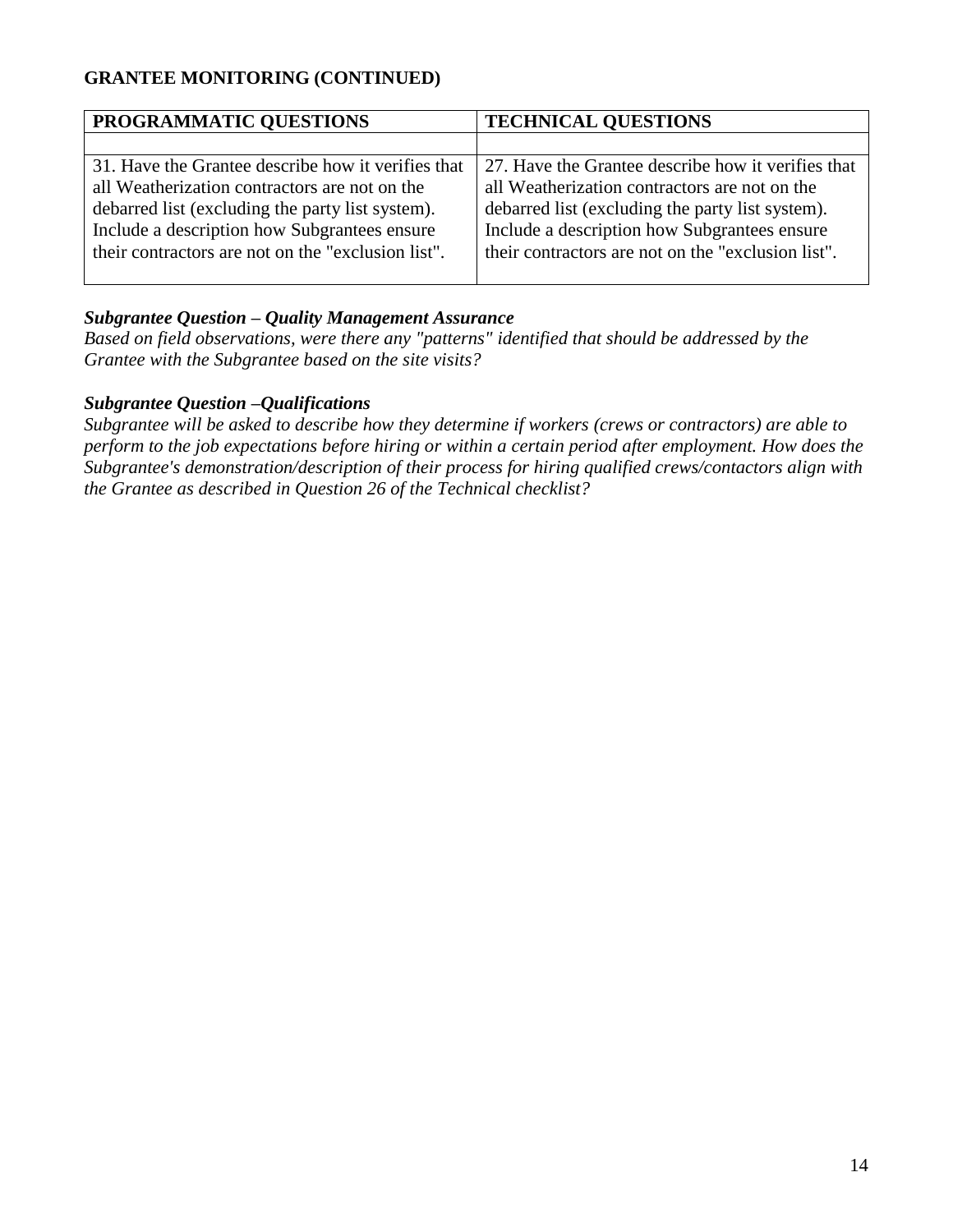**GRANTEE MONITORING (CONTINUED)**

| PROGRAMMATIC QUESTIONS | TECHNICAL QUESTIONS |
|---|---|
| | |
| 31. Have the Grantee describe how it verifies that all Weatherization contractors are not on the debarred list (excluding the party list system). Include a description how Subgrantees ensure their contractors are not on the "exclusion list". | 27. Have the Grantee describe how it verifies that all Weatherization contractors are not on the debarred list (excluding the party list system). Include a description how Subgrantees ensure their contractors are not on the "exclusion list". |

***Subgrantee Question – Quality Management Assurance***

*Based on field observations, were there any "patterns" identified that should be addressed by the Grantee with the Subgrantee based on the site visits?*

***Subgrantee Question –Qualifications***

*Subgrantee will be asked to describe how they determine if workers (crews or contractors) are able to perform to the job expectations before hiring or within a certain period after employment. How does the Subgrantee's demonstration/description of their process for hiring qualified crews/contactors align with the Grantee as described in Question 26 of the Technical checklist?*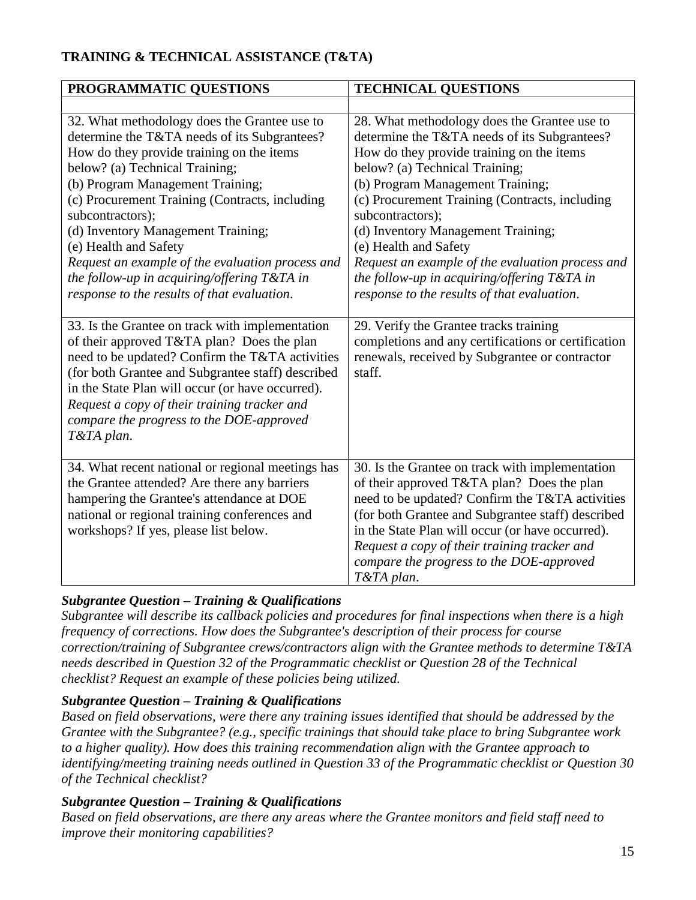**TRAINING & TECHNICAL ASSISTANCE (T&TA)**

| PROGRAMMATIC QUESTIONS | TECHNICAL QUESTIONS |
|---|---|
| | |
| 32. What methodology does the Grantee use to determine the T&TA needs of its Subgrantees? How do they provide training on the items below? (a) Technical Training;<br>(b) Program Management Training;<br>(c) Procurement Training (Contracts, including subcontractors);<br>(d) Inventory Management Training;<br>(e) Health and Safety<br>*Request an example of the evaluation process and the follow-up in acquiring/offering T&TA in response to the results of that evaluation.* | 28. What methodology does the Grantee use to determine the T&TA needs of its Subgrantees? How do they provide training on the items below? (a) Technical Training;<br>(b) Program Management Training;<br>(c) Procurement Training (Contracts, including subcontractors);<br>(d) Inventory Management Training;<br>(e) Health and Safety<br>*Request an example of the evaluation process and the follow-up in acquiring/offering T&TA in response to the results of that evaluation.* |
| 33. Is the Grantee on track with implementation of their approved T&TA plan? Does the plan need to be updated? Confirm the T&TA activities (for both Grantee and Subgrantee staff) described in the State Plan will occur (or have occurred). *Request a copy of their training tracker and compare the progress to the DOE-approved T&TA plan.* | 29. Verify the Grantee tracks training completions and any certifications or certification renewals, received by Subgrantee or contractor staff. |
| 34. What recent national or regional meetings has the Grantee attended? Are there any barriers hampering the Grantee's attendance at DOE national or regional training conferences and workshops? If yes, please list below. | 30. Is the Grantee on track with implementation of their approved T&TA plan? Does the plan need to be updated? Confirm the T&TA activities (for both Grantee and Subgrantee staff) described in the State Plan will occur (or have occurred). *Request a copy of their training tracker and compare the progress to the DOE-approved T&TA plan.* |

***Subgrantee Question – Training & Qualifications***

*Subgrantee will describe its callback policies and procedures for final inspections when there is a high frequency of corrections. How does the Subgrantee's description of their process for course correction/training of Subgrantee crews/contractors align with the Grantee methods to determine T&TA needs described in Question 32 of the Programmatic checklist or Question 28 of the Technical checklist? Request an example of these policies being utilized.*

***Subgrantee Question – Training & Qualifications***

*Based on field observations, were there any training issues identified that should be addressed by the Grantee with the Subgrantee? (e.g., specific trainings that should take place to bring Subgrantee work to a higher quality). How does this training recommendation align with the Grantee approach to identifying/meeting training needs outlined in Question 33 of the Programmatic checklist or Question 30 of the Technical checklist?*

***Subgrantee Question – Training & Qualifications***

*Based on field observations, are there any areas where the Grantee monitors and field staff need to improve their monitoring capabilities?*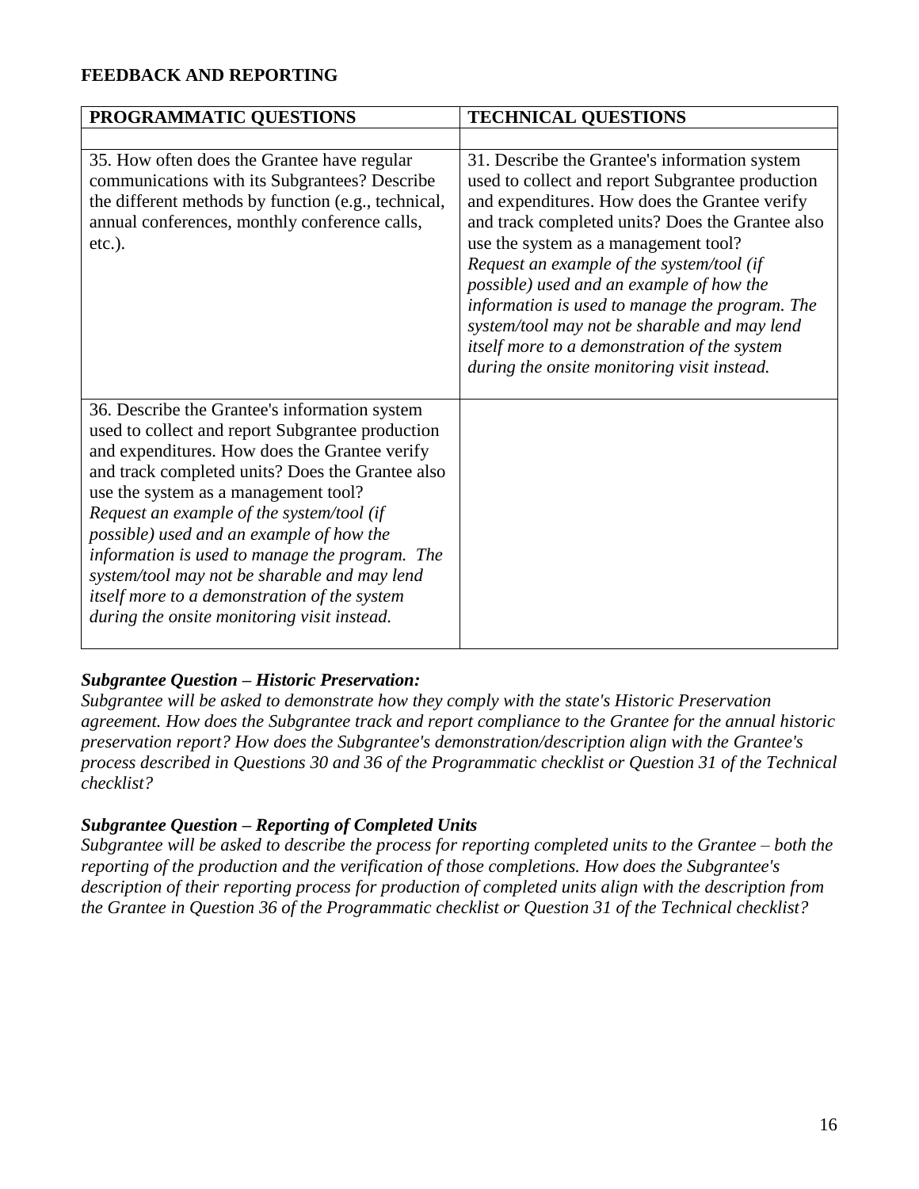**FEEDBACK AND REPORTING**

| PROGRAMMATIC QUESTIONS | TECHNICAL QUESTIONS |
| --- | --- |
| | |
| 35. How often does the Grantee have regular communications with its Subgrantees? Describe the different methods by function (e.g., technical, annual conferences, monthly conference calls, etc.). | 31. Describe the Grantee's information system used to collect and report Subgrantee production and expenditures. How does the Grantee verify and track completed units? Does the Grantee also use the system as a management tool? *Request an example of the system/tool (if possible) used and an example of how the information is used to manage the program. The system/tool may not be sharable and may lend itself more to a demonstration of the system during the onsite monitoring visit instead.* |
| 36. Describe the Grantee's information system used to collect and report Subgrantee production and expenditures. How does the Grantee verify and track completed units? Does the Grantee also use the system as a management tool? *Request an example of the system/tool (if possible) used and an example of how the information is used to manage the program. The system/tool may not be sharable and may lend itself more to a demonstration of the system during the onsite monitoring visit instead.* | |

***Subgrantee Question – Historic Preservation:***
*Subgrantee will be asked to demonstrate how they comply with the state's Historic Preservation agreement. How does the Subgrantee track and report compliance to the Grantee for the annual historic preservation report? How does the Subgrantee's demonstration/description align with the Grantee's process described in Questions 30 and 36 of the Programmatic checklist or Question 31 of the Technical checklist?*

***Subgrantee Question – Reporting of Completed Units***
*Subgrantee will be asked to describe the process for reporting completed units to the Grantee – both the reporting of the production and the verification of those completions. How does the Subgrantee's description of their reporting process for production of completed units align with the description from the Grantee in Question 36 of the Programmatic checklist or Question 31 of the Technical checklist?*